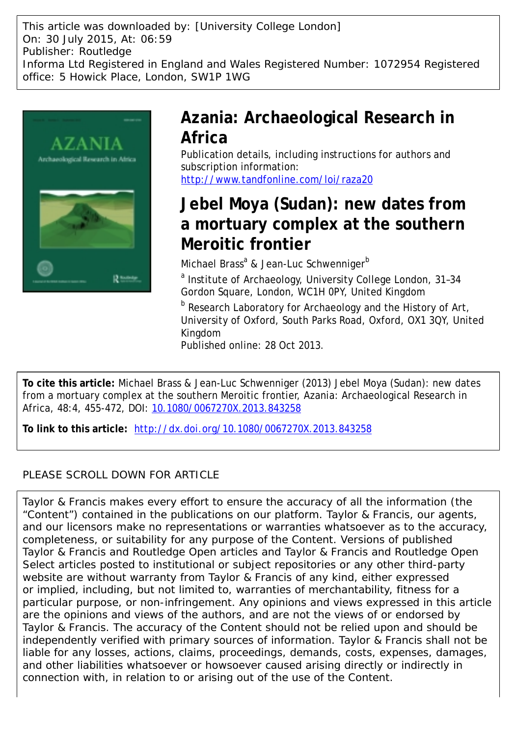This article was downloaded by: [University College London]
On: 30 July 2015, At: 06:59
Publisher: Routledge
Informa Ltd Registered in England and Wales Registered Number: 1072954 Registered office: 5 Howick Place, London, SW1P 1WG

# Azania: Archaeological Research in Africa

Publication details, including instructions for authors and subscription information:
http://www.tandfonline.com/loi/raza20

# Jebel Moya (Sudan): new dates from a mortuary complex at the southern Meroitic frontier

Michael Brass[a] & Jean-Luc Schwenniger[b]

[a] Institute of Archaeology, University College London, 31–34 Gordon Square, London, WC1H 0PY, United Kingdom

[b] Research Laboratory for Archaeology and the History of Art, University of Oxford, South Parks Road, Oxford, OX1 3QY, United Kingdom

Published online: 28 Oct 2013.

**To cite this article:** Michael Brass & Jean-Luc Schwenniger (2013) Jebel Moya (Sudan): new dates from a mortuary complex at the southern Meroitic frontier, Azania: Archaeological Research in Africa, 48:4, 455-472, DOI: 10.1080/0067270X.2013.843258

**To link to this article:** http://dx.doi.org/10.1080/0067270X.2013.843258

PLEASE SCROLL DOWN FOR ARTICLE

Taylor & Francis makes every effort to ensure the accuracy of all the information (the "Content") contained in the publications on our platform. Taylor & Francis, our agents, and our licensors make no representations or warranties whatsoever as to the accuracy, completeness, or suitability for any purpose of the Content. Versions of published Taylor & Francis and Routledge Open articles and Taylor & Francis and Routledge Open Select articles posted to institutional or subject repositories or any other third-party website are without warranty from Taylor & Francis of any kind, either expressed or implied, including, but not limited to, warranties of merchantability, fitness for a particular purpose, or non-infringement. Any opinions and views expressed in this article are the opinions and views of the authors, and are not the views of or endorsed by Taylor & Francis. The accuracy of the Content should not be relied upon and should be independently verified with primary sources of information. Taylor & Francis shall not be liable for any losses, actions, claims, proceedings, demands, costs, expenses, damages, and other liabilities whatsoever or howsoever caused arising directly or indirectly in connection with, in relation to or arising out of the use of the Content.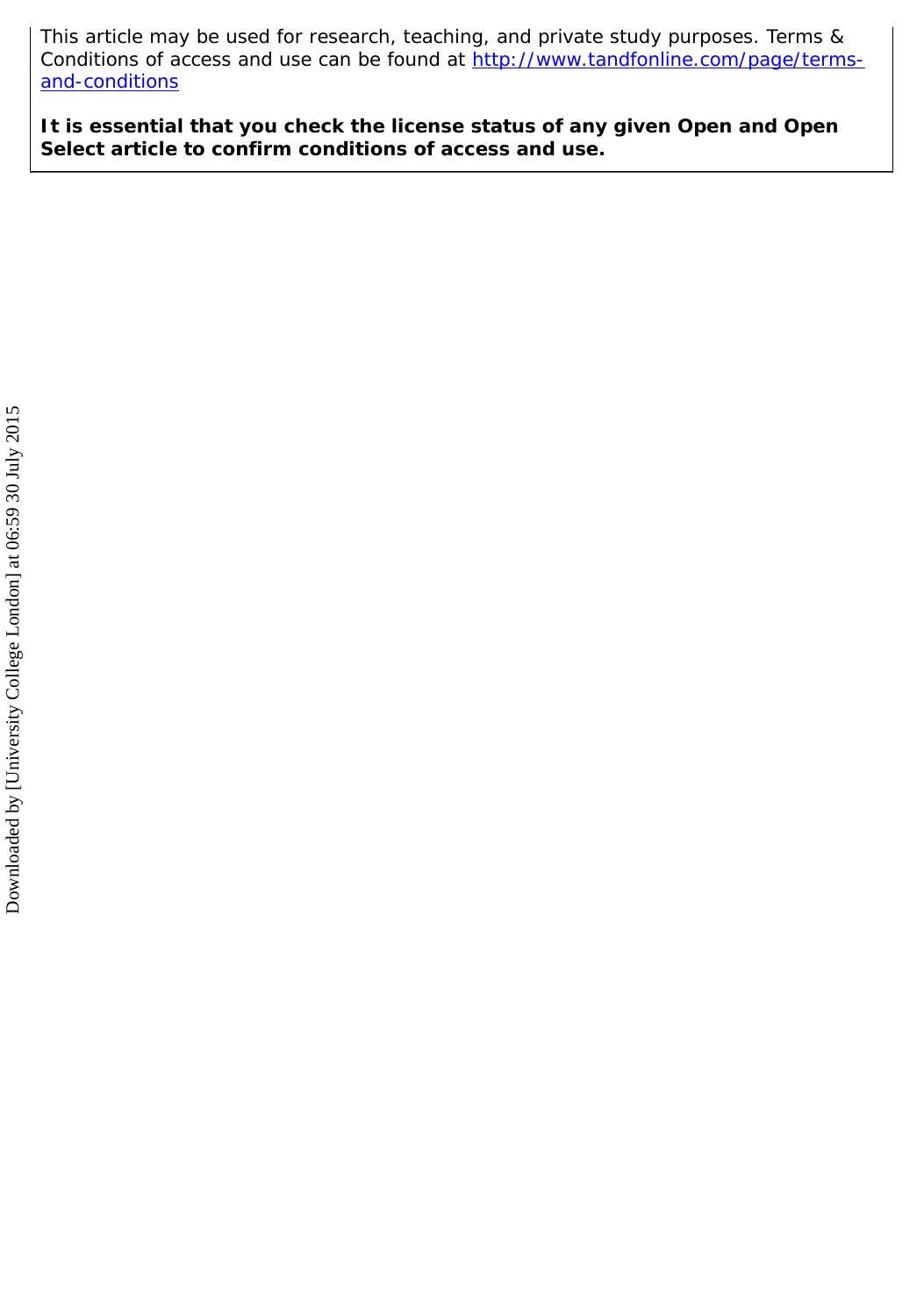This article may be used for research, teaching, and private study purposes. Terms & Conditions of access and use can be found at [http://www.tandfonline.com/page/terms-and-conditions](http://www.tandfonline.com/page/terms-and-conditions)

**It is essential that you check the license status of any given Open and Open Select article to confirm conditions of access and use.**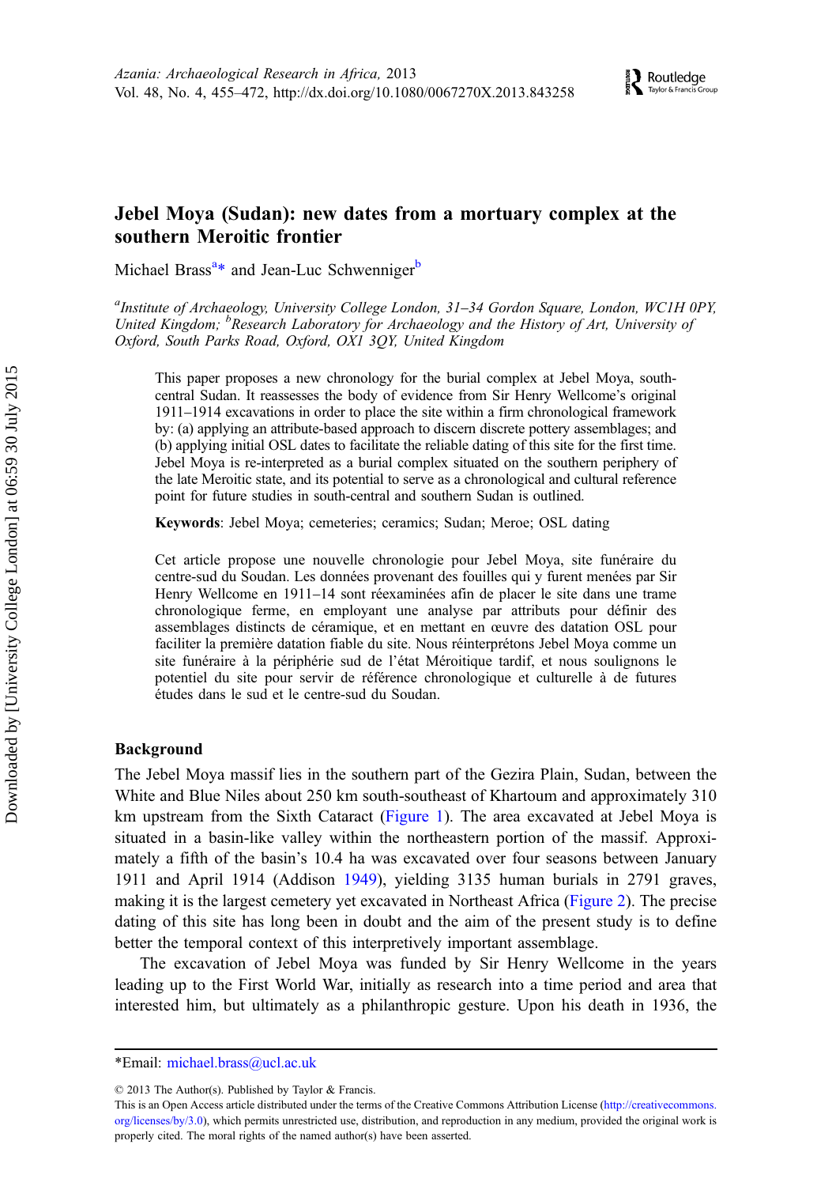# Jebel Moya (Sudan): new dates from a mortuary complex at the southern Meroitic frontier

Michael Brass[a*] and Jean-Luc Schwenniger[b]

[a]*Institute of Archaeology, University College London, 31–34 Gordon Square, London, WC1H 0PY, United Kingdom;* [b]*Research Laboratory for Archaeology and the History of Art, University of Oxford, South Parks Road, Oxford, OX1 3QY, United Kingdom*

This paper proposes a new chronology for the burial complex at Jebel Moya, south-central Sudan. It reassesses the body of evidence from Sir Henry Wellcome's original 1911–1914 excavations in order to place the site within a firm chronological framework by: (a) applying an attribute-based approach to discern discrete pottery assemblages; and (b) applying initial OSL dates to facilitate the reliable dating of this site for the first time. Jebel Moya is re-interpreted as a burial complex situated on the southern periphery of the late Meroitic state, and its potential to serve as a chronological and cultural reference point for future studies in south-central and southern Sudan is outlined.

**Keywords**: Jebel Moya; cemeteries; ceramics; Sudan; Meroe; OSL dating

Cet article propose une nouvelle chronologie pour Jebel Moya, site funéraire du centre-sud du Soudan. Les données provenant des fouilles qui y furent menées par Sir Henry Wellcome en 1911–14 sont réexaminées afin de placer le site dans une trame chronologique ferme, en employant une analyse par attributs pour définir des assemblages distincts de céramique, et en mettant en œuvre des datation OSL pour faciliter la première datation fiable du site. Nous réinterprétons Jebel Moya comme un site funéraire à la périphérie sud de l'état Méroitique tardif, et nous soulignons le potentiel du site pour servir de référence chronologique et culturelle à de futures études dans le sud et le centre-sud du Soudan.

## Background

The Jebel Moya massif lies in the southern part of the Gezira Plain, Sudan, between the White and Blue Niles about 250 km south-southeast of Khartoum and approximately 310 km upstream from the Sixth Cataract (Figure 1). The area excavated at Jebel Moya is situated in a basin-like valley within the northeastern portion of the massif. Approximately a fifth of the basin's 10.4 ha was excavated over four seasons between January 1911 and April 1914 (Addison 1949), yielding 3135 human burials in 2791 graves, making it is the largest cemetery yet excavated in Northeast Africa (Figure 2). The precise dating of this site has long been in doubt and the aim of the present study is to define better the temporal context of this interpretively important assemblage.

The excavation of Jebel Moya was funded by Sir Henry Wellcome in the years leading up to the First World War, initially as research into a time period and area that interested him, but ultimately as a philanthropic gesture. Upon his death in 1936, the

---

*Email: michael.brass@ucl.ac.uk

© 2013 The Author(s). Published by Taylor & Francis.
This is an Open Access article distributed under the terms of the Creative Commons Attribution License (http://creativecommons.org/licenses/by/3.0), which permits unrestricted use, distribution, and reproduction in any medium, provided the original work is properly cited. The moral rights of the named author(s) have been asserted.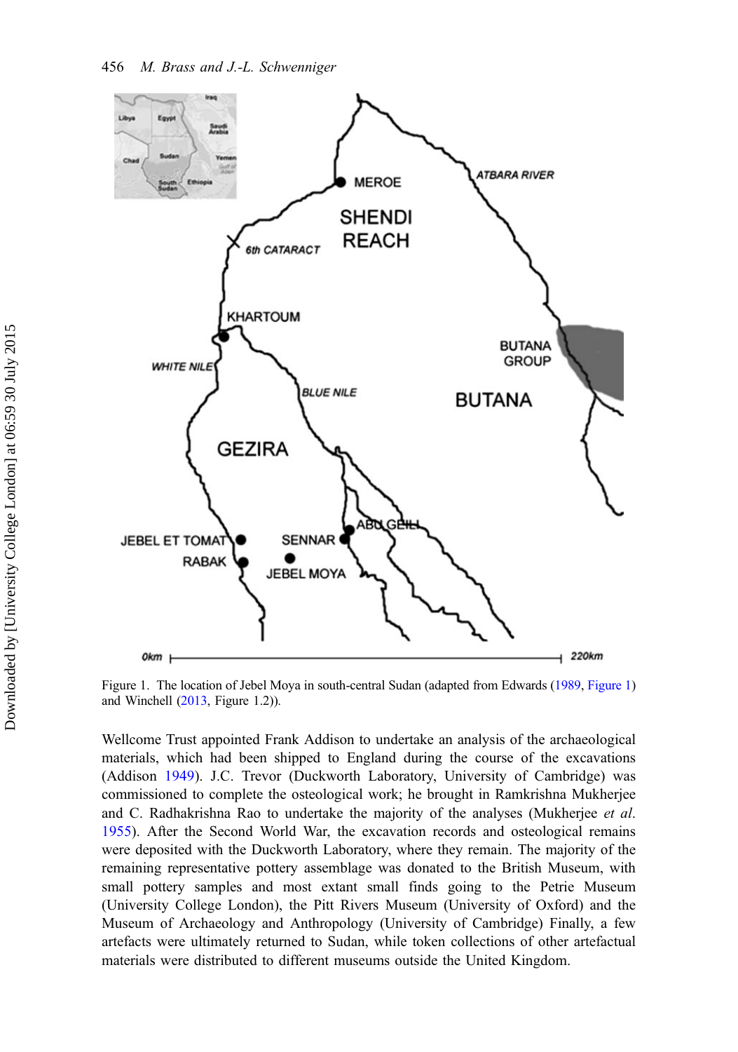Figure 1. The location of Jebel Moya in south-central Sudan (adapted from Edwards (1989, Figure 1) and Winchell (2013, Figure 1.2)).

Wellcome Trust appointed Frank Addison to undertake an analysis of the archaeological materials, which had been shipped to England during the course of the excavations (Addison 1949). J.C. Trevor (Duckworth Laboratory, University of Cambridge) was commissioned to complete the osteological work; he brought in Ramkrishna Mukherjee and C. Radhakrishna Rao to undertake the majority of the analyses (Mukherjee *et al.* 1955). After the Second World War, the excavation records and osteological remains were deposited with the Duckworth Laboratory, where they remain. The majority of the remaining representative pottery assemblage was donated to the British Museum, with small pottery samples and most extant small finds going to the Petrie Museum (University College London), the Pitt Rivers Museum (University of Oxford) and the Museum of Archaeology and Anthropology (University of Cambridge) Finally, a few artefacts were ultimately returned to Sudan, while token collections of other artefactual materials were distributed to different museums outside the United Kingdom.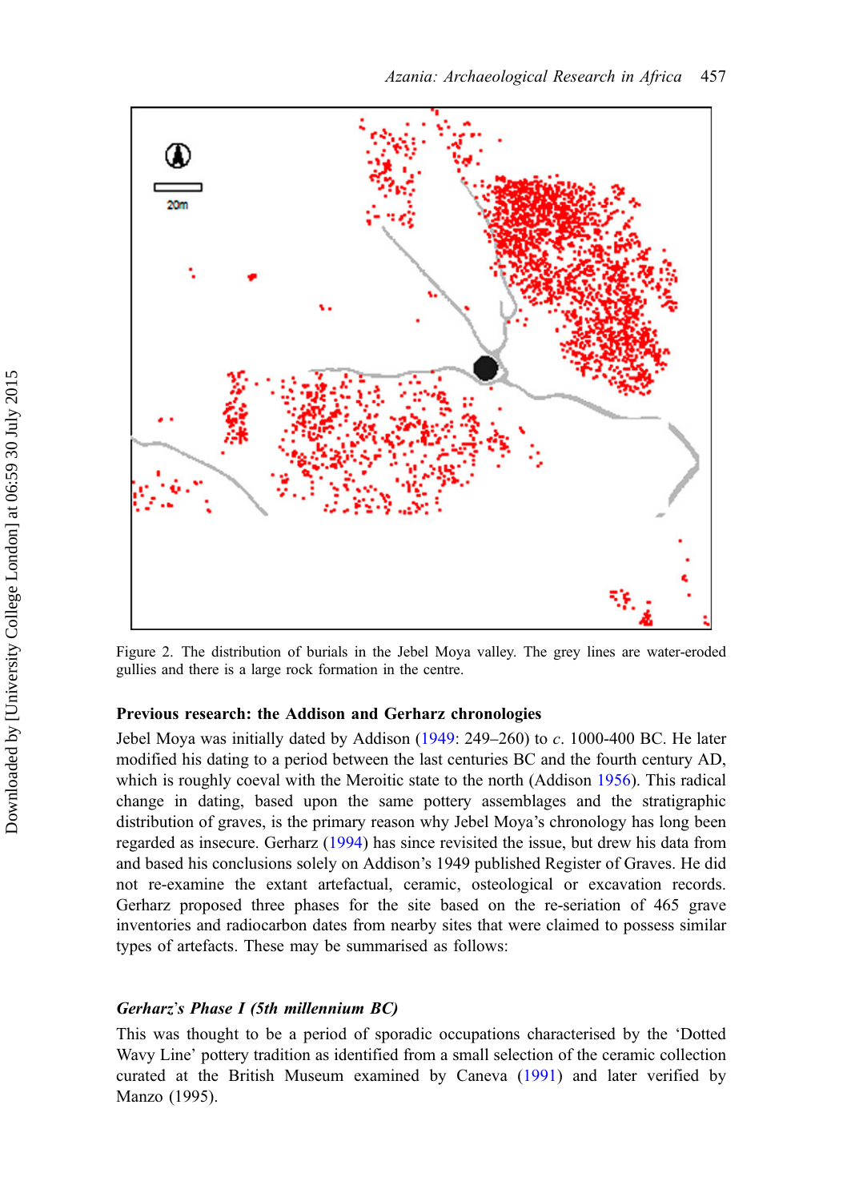Figure 2. The distribution of burials in the Jebel Moya valley. The grey lines are water-eroded gullies and there is a large rock formation in the centre.

### Previous research: the Addison and Gerharz chronologies

Jebel Moya was initially dated by Addison (1949: 249–260) to *c*. 1000-400 BC. He later modified his dating to a period between the last centuries BC and the fourth century AD, which is roughly coeval with the Meroitic state to the north (Addison 1956). This radical change in dating, based upon the same pottery assemblages and the stratigraphic distribution of graves, is the primary reason why Jebel Moya's chronology has long been regarded as insecure. Gerharz (1994) has since revisited the issue, but drew his data from and based his conclusions solely on Addison's 1949 published Register of Graves. He did not re-examine the extant artefactual, ceramic, osteological or excavation records. Gerharz proposed three phases for the site based on the re-seriation of 465 grave inventories and radiocarbon dates from nearby sites that were claimed to possess similar types of artefacts. These may be summarised as follows:

#### *Gerharz's Phase I (5th millennium BC)*

This was thought to be a period of sporadic occupations characterised by the 'Dotted Wavy Line' pottery tradition as identified from a small selection of the ceramic collection curated at the British Museum examined by Caneva (1991) and later verified by Manzo (1995).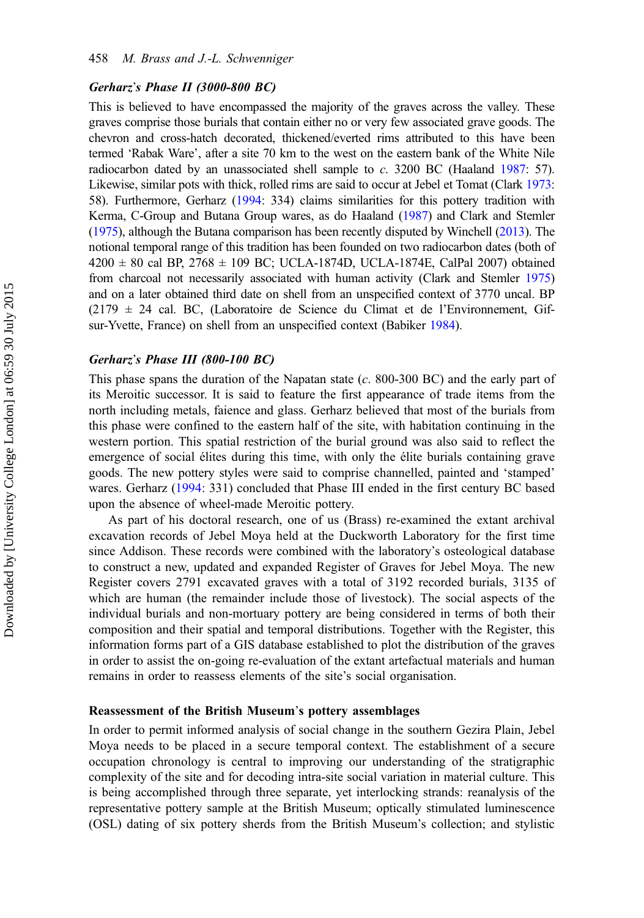### *Gerharz's Phase II (3000-800 BC)*

This is believed to have encompassed the majority of the graves across the valley. These graves comprise those burials that contain either no or very few associated grave goods. The chevron and cross-hatch decorated, thickened/everted rims attributed to this have been termed 'Rabak Ware', after a site 70 km to the west on the eastern bank of the White Nile radiocarbon dated by an unassociated shell sample to *c.* 3200 BC (Haaland 1987: 57). Likewise, similar pots with thick, rolled rims are said to occur at Jebel et Tomat (Clark 1973: 58). Furthermore, Gerharz (1994: 334) claims similarities for this pottery tradition with Kerma, C-Group and Butana Group wares, as do Haaland (1987) and Clark and Stemler (1975), although the Butana comparison has been recently disputed by Winchell (2013). The notional temporal range of this tradition has been founded on two radiocarbon dates (both of 4200 ± 80 cal BP, 2768 ± 109 BC; UCLA-1874D, UCLA-1874E, CalPal 2007) obtained from charcoal not necessarily associated with human activity (Clark and Stemler 1975) and on a later obtained third date on shell from an unspecified context of 3770 uncal. BP (2179 ± 24 cal. BC, (Laboratoire de Science du Climat et de l'Environnement, Gif-sur-Yvette, France) on shell from an unspecified context (Babiker 1984).

### *Gerharz's Phase III (800-100 BC)*

This phase spans the duration of the Napatan state (*c.* 800-300 BC) and the early part of its Meroitic successor. It is said to feature the first appearance of trade items from the north including metals, faience and glass. Gerharz believed that most of the burials from this phase were confined to the eastern half of the site, with habitation continuing in the western portion. This spatial restriction of the burial ground was also said to reflect the emergence of social élites during this time, with only the élite burials containing grave goods. The new pottery styles were said to comprise channelled, painted and 'stamped' wares. Gerharz (1994: 331) concluded that Phase III ended in the first century BC based upon the absence of wheel-made Meroitic pottery.

As part of his doctoral research, one of us (Brass) re-examined the extant archival excavation records of Jebel Moya held at the Duckworth Laboratory for the first time since Addison. These records were combined with the laboratory's osteological database to construct a new, updated and expanded Register of Graves for Jebel Moya. The new Register covers 2791 excavated graves with a total of 3192 recorded burials, 3135 of which are human (the remainder include those of livestock). The social aspects of the individual burials and non-mortuary pottery are being considered in terms of both their composition and their spatial and temporal distributions. Together with the Register, this information forms part of a GIS database established to plot the distribution of the graves in order to assist the on-going re-evaluation of the extant artefactual materials and human remains in order to reassess elements of the site's social organisation.

## **Reassessment of the British Museum's pottery assemblages**

In order to permit informed analysis of social change in the southern Gezira Plain, Jebel Moya needs to be placed in a secure temporal context. The establishment of a secure occupation chronology is central to improving our understanding of the stratigraphic complexity of the site and for decoding intra-site social variation in material culture. This is being accomplished through three separate, yet interlocking strands: reanalysis of the representative pottery sample at the British Museum; optically stimulated luminescence (OSL) dating of six pottery sherds from the British Museum's collection; and stylistic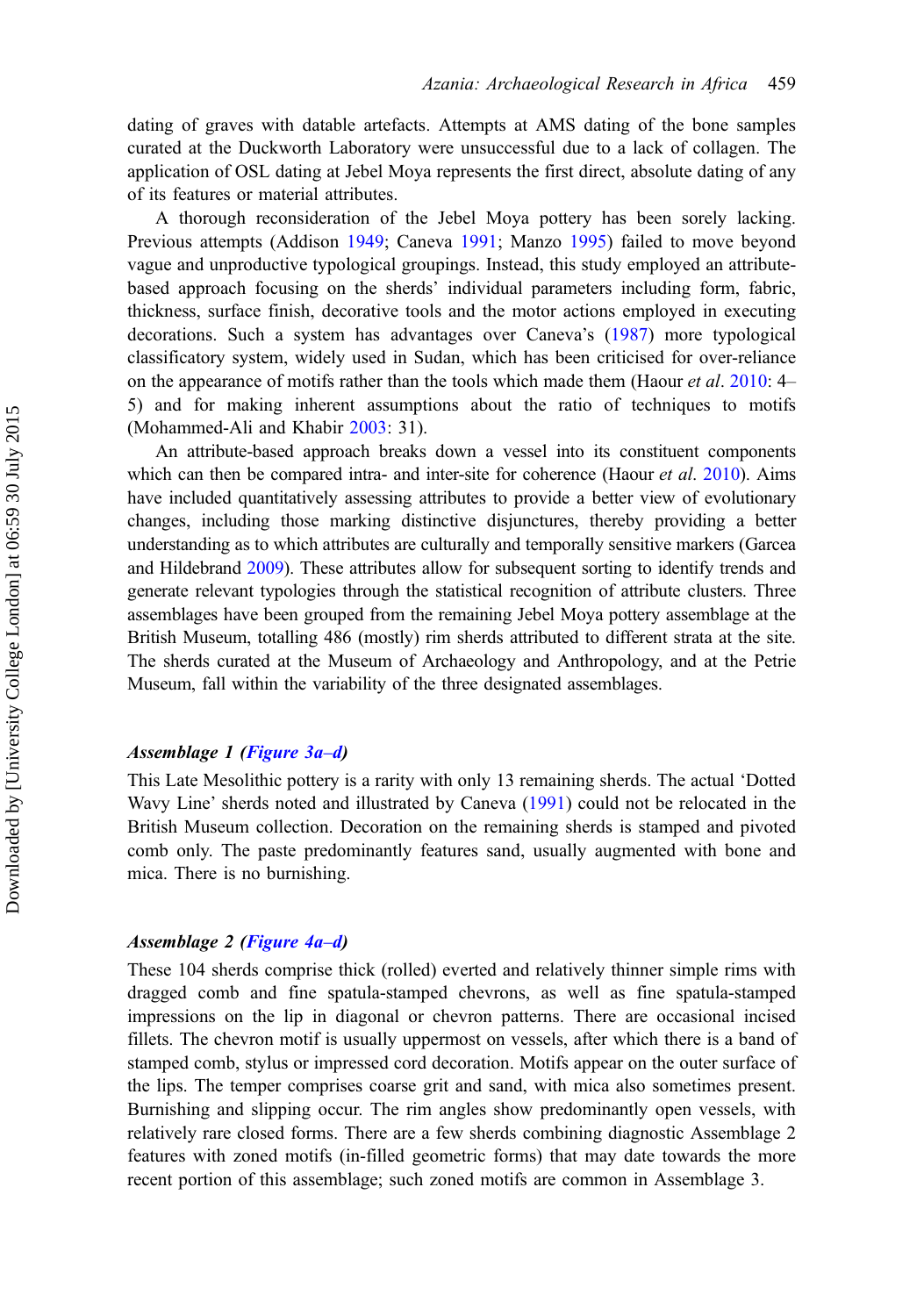dating of graves with datable artefacts. Attempts at AMS dating of the bone samples curated at the Duckworth Laboratory were unsuccessful due to a lack of collagen. The application of OSL dating at Jebel Moya represents the first direct, absolute dating of any of its features or material attributes.

A thorough reconsideration of the Jebel Moya pottery has been sorely lacking. Previous attempts (Addison 1949; Caneva 1991; Manzo 1995) failed to move beyond vague and unproductive typological groupings. Instead, this study employed an attribute-based approach focusing on the sherds' individual parameters including form, fabric, thickness, surface finish, decorative tools and the motor actions employed in executing decorations. Such a system has advantages over Caneva's (1987) more typological classificatory system, widely used in Sudan, which has been criticised for over-reliance on the appearance of motifs rather than the tools which made them (Haour *et al*. 2010: 4–5) and for making inherent assumptions about the ratio of techniques to motifs (Mohammed-Ali and Khabir 2003: 31).

An attribute-based approach breaks down a vessel into its constituent components which can then be compared intra- and inter-site for coherence (Haour *et al*. 2010). Aims have included quantitatively assessing attributes to provide a better view of evolutionary changes, including those marking distinctive disjunctures, thereby providing a better understanding as to which attributes are culturally and temporally sensitive markers (Garcea and Hildebrand 2009). These attributes allow for subsequent sorting to identify trends and generate relevant typologies through the statistical recognition of attribute clusters. Three assemblages have been grouped from the remaining Jebel Moya pottery assemblage at the British Museum, totalling 486 (mostly) rim sherds attributed to different strata at the site. The sherds curated at the Museum of Archaeology and Anthropology, and at the Petrie Museum, fall within the variability of the three designated assemblages.

### *Assemblage 1 (Figure 3a–d)*

This Late Mesolithic pottery is a rarity with only 13 remaining sherds. The actual 'Dotted Wavy Line' sherds noted and illustrated by Caneva (1991) could not be relocated in the British Museum collection. Decoration on the remaining sherds is stamped and pivoted comb only. The paste predominantly features sand, usually augmented with bone and mica. There is no burnishing.

### *Assemblage 2 (Figure 4a–d)*

These 104 sherds comprise thick (rolled) everted and relatively thinner simple rims with dragged comb and fine spatula-stamped chevrons, as well as fine spatula-stamped impressions on the lip in diagonal or chevron patterns. There are occasional incised fillets. The chevron motif is usually uppermost on vessels, after which there is a band of stamped comb, stylus or impressed cord decoration. Motifs appear on the outer surface of the lips. The temper comprises coarse grit and sand, with mica also sometimes present. Burnishing and slipping occur. The rim angles show predominantly open vessels, with relatively rare closed forms. There are a few sherds combining diagnostic Assemblage 2 features with zoned motifs (in-filled geometric forms) that may date towards the more recent portion of this assemblage; such zoned motifs are common in Assemblage 3.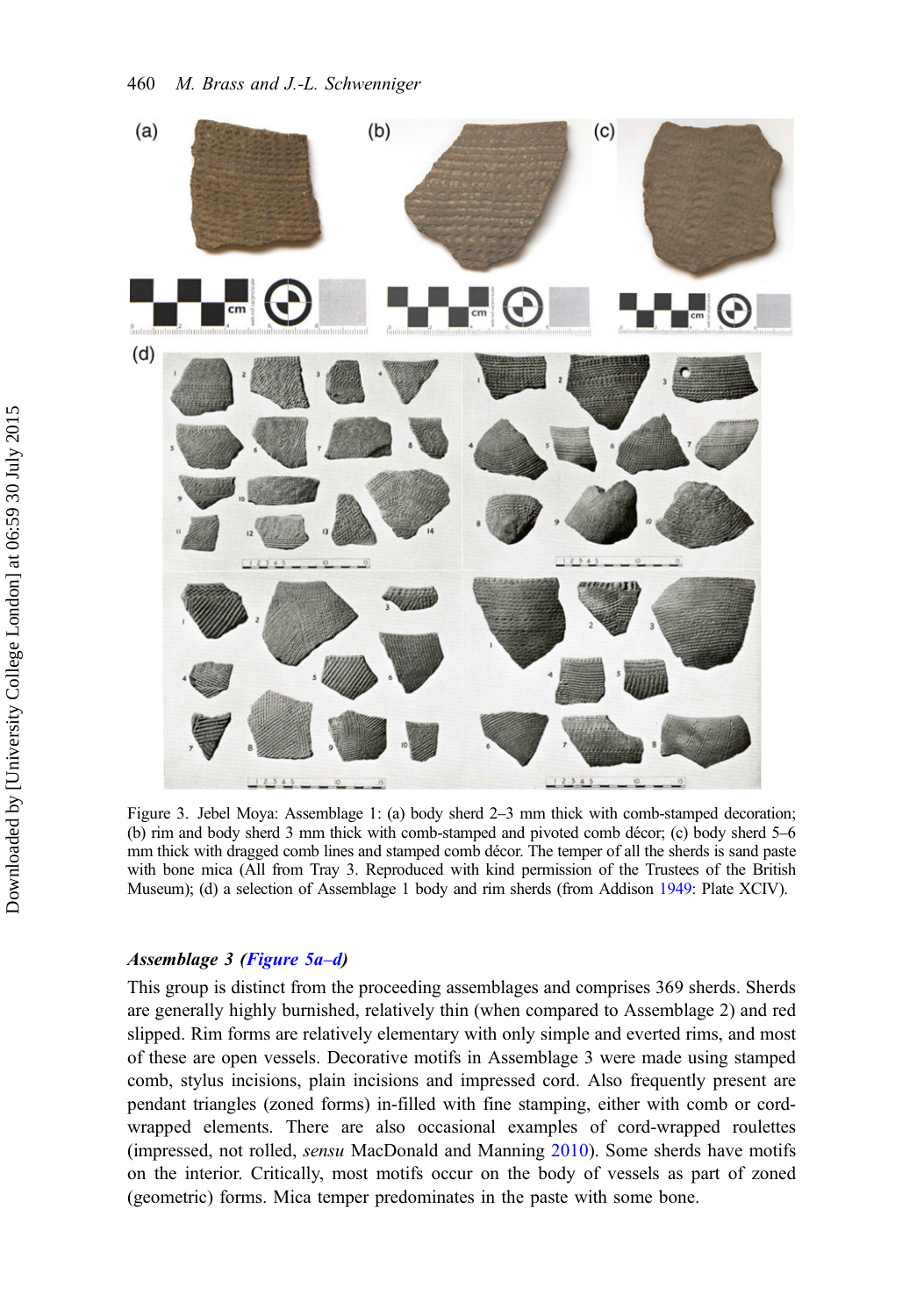Figure 3. Jebel Moya: Assemblage 1: (a) body sherd 2–3 mm thick with comb-stamped decoration; (b) rim and body sherd 3 mm thick with comb-stamped and pivoted comb décor; (c) body sherd 5–6 mm thick with dragged comb lines and stamped comb décor. The temper of all the sherds is sand paste with bone mica (All from Tray 3. Reproduced with kind permission of the Trustees of the British Museum); (d) a selection of Assemblage 1 body and rim sherds (from Addison 1949: Plate XCIV).

### *Assemblage 3 (Figure 5a–d)*

This group is distinct from the proceeding assemblages and comprises 369 sherds. Sherds are generally highly burnished, relatively thin (when compared to Assemblage 2) and red slipped. Rim forms are relatively elementary with only simple and everted rims, and most of these are open vessels. Decorative motifs in Assemblage 3 were made using stamped comb, stylus incisions, plain incisions and impressed cord. Also frequently present are pendant triangles (zoned forms) in-filled with fine stamping, either with comb or cord-wrapped elements. There are also occasional examples of cord-wrapped roulettes (impressed, not rolled, *sensu* MacDonald and Manning 2010). Some sherds have motifs on the interior. Critically, most motifs occur on the body of vessels as part of zoned (geometric) forms. Mica temper predominates in the paste with some bone.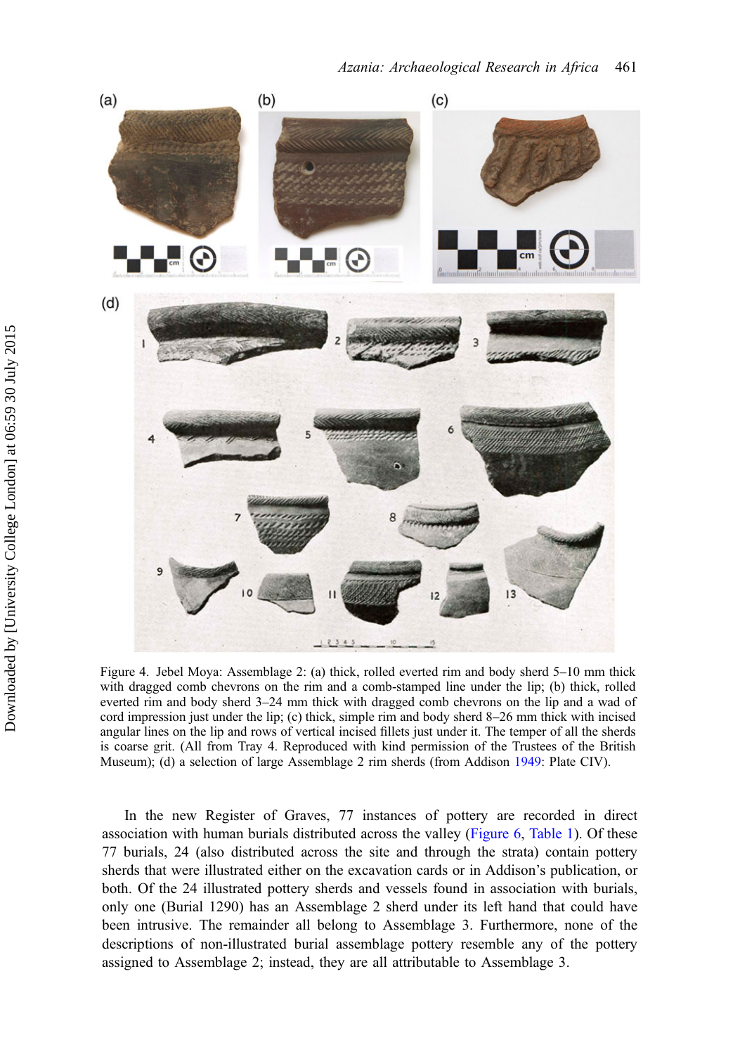Figure 4. Jebel Moya: Assemblage 2: (a) thick, rolled everted rim and body sherd 5–10 mm thick with dragged comb chevrons on the rim and a comb-stamped line under the lip; (b) thick, rolled everted rim and body sherd 3–24 mm thick with dragged comb chevrons on the lip and a wad of cord impression just under the lip; (c) thick, simple rim and body sherd 8–26 mm thick with incised angular lines on the lip and rows of vertical incised fillets just under it. The temper of all the sherds is coarse grit. (All from Tray 4. Reproduced with kind permission of the Trustees of the British Museum); (d) a selection of large Assemblage 2 rim sherds (from Addison 1949: Plate CIV).

In the new Register of Graves, 77 instances of pottery are recorded in direct association with human burials distributed across the valley (Figure 6, Table 1). Of these 77 burials, 24 (also distributed across the site and through the strata) contain pottery sherds that were illustrated either on the excavation cards or in Addison's publication, or both. Of the 24 illustrated pottery sherds and vessels found in association with burials, only one (Burial 1290) has an Assemblage 2 sherd under its left hand that could have been intrusive. The remainder all belong to Assemblage 3. Furthermore, none of the descriptions of non-illustrated burial assemblage pottery resemble any of the pottery assigned to Assemblage 2; instead, they are all attributable to Assemblage 3.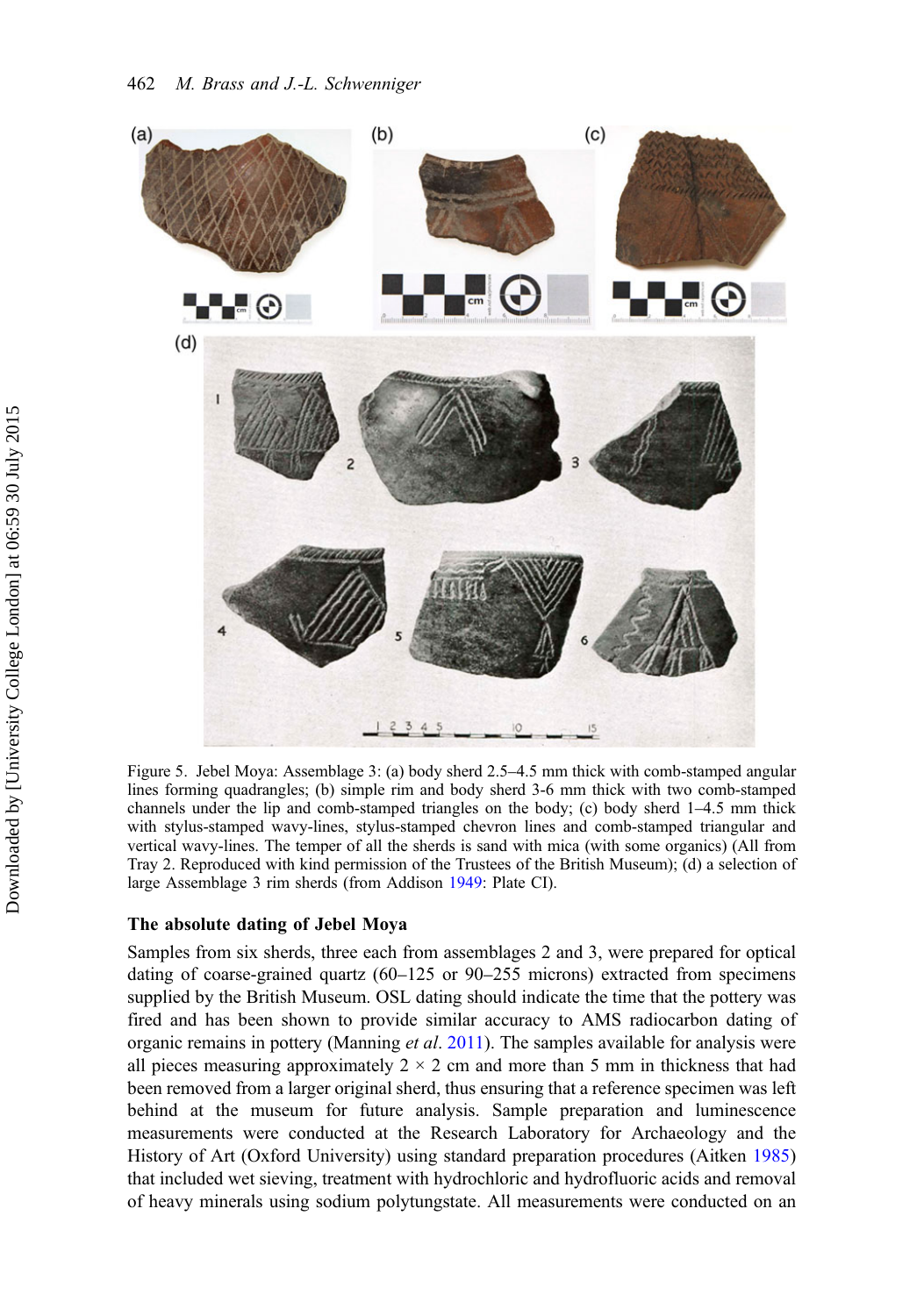Figure 5. Jebel Moya: Assemblage 3: (a) body sherd 2.5–4.5 mm thick with comb-stamped angular lines forming quadrangles; (b) simple rim and body sherd 3-6 mm thick with two comb-stamped channels under the lip and comb-stamped triangles on the body; (c) body sherd 1–4.5 mm thick with stylus-stamped wavy-lines, stylus-stamped chevron lines and comb-stamped triangular and vertical wavy-lines. The temper of all the sherds is sand with mica (with some organics) (All from Tray 2. Reproduced with kind permission of the Trustees of the British Museum); (d) a selection of large Assemblage 3 rim sherds (from Addison 1949: Plate CI).

### The absolute dating of Jebel Moya

Samples from six sherds, three each from assemblages 2 and 3, were prepared for optical dating of coarse-grained quartz (60–125 or 90–255 microns) extracted from specimens supplied by the British Museum. OSL dating should indicate the time that the pottery was fired and has been shown to provide similar accuracy to AMS radiocarbon dating of organic remains in pottery (Manning *et al*. 2011). The samples available for analysis were all pieces measuring approximately 2 × 2 cm and more than 5 mm in thickness that had been removed from a larger original sherd, thus ensuring that a reference specimen was left behind at the museum for future analysis. Sample preparation and luminescence measurements were conducted at the Research Laboratory for Archaeology and the History of Art (Oxford University) using standard preparation procedures (Aitken 1985) that included wet sieving, treatment with hydrochloric and hydrofluoric acids and removal of heavy minerals using sodium polytungstate. All measurements were conducted on an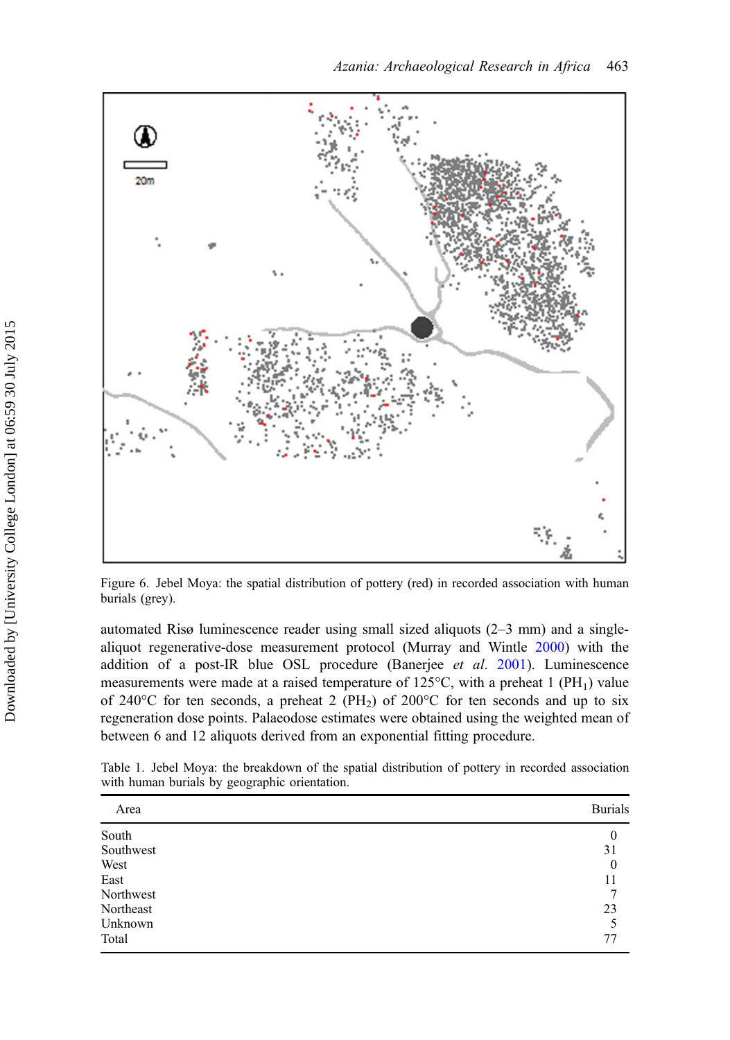Figure 6. Jebel Moya: the spatial distribution of pottery (red) in recorded association with human burials (grey).

automated Risø luminescence reader using small sized aliquots (2–3 mm) and a single-aliquot regenerative-dose measurement protocol (Murray and Wintle 2000) with the addition of a post-IR blue OSL procedure (Banerjee *et al.* 2001). Luminescence measurements were made at a raised temperature of 125°C, with a preheat 1 ($PH_1$) value of 240°C for ten seconds, a preheat 2 ($PH_2$) of 200°C for ten seconds and up to six regeneration dose points. Palaeodose estimates were obtained using the weighted mean of between 6 and 12 aliquots derived from an exponential fitting procedure.

Table 1. Jebel Moya: the breakdown of the spatial distribution of pottery in recorded association with human burials by geographic orientation.

| Area | Burials |
|---|---|
| South | 0 |
| Southwest | 31 |
| West | 0 |
| East | 11 |
| Northwest | 7 |
| Northeast | 23 |
| Unknown | 5 |
| Total | 77 |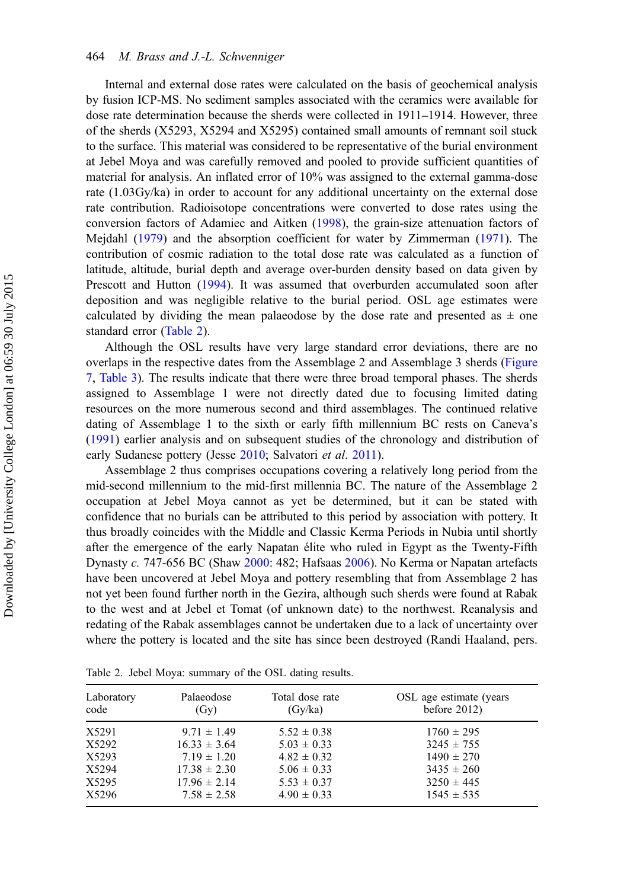Internal and external dose rates were calculated on the basis of geochemical analysis by fusion ICP-MS. No sediment samples associated with the ceramics were available for dose rate determination because the sherds were collected in 1911–1914. However, three of the sherds (X5293, X5294 and X5295) contained small amounts of remnant soil stuck to the surface. This material was considered to be representative of the burial environment at Jebel Moya and was carefully removed and pooled to provide sufficient quantities of material for analysis. An inflated error of 10% was assigned to the external gamma-dose rate (1.03Gy/ka) in order to account for any additional uncertainty on the external dose rate contribution. Radioisotope concentrations were converted to dose rates using the conversion factors of Adamiec and Aitken (1998), the grain-size attenuation factors of Mejdahl (1979) and the absorption coefficient for water by Zimmerman (1971). The contribution of cosmic radiation to the total dose rate was calculated as a function of latitude, altitude, burial depth and average over-burden density based on data given by Prescott and Hutton (1994). It was assumed that overburden accumulated soon after deposition and was negligible relative to the burial period. OSL age estimates were calculated by dividing the mean palaeodose by the dose rate and presented as ± one standard error (Table 2).

Although the OSL results have very large standard error deviations, there are no overlaps in the respective dates from the Assemblage 2 and Assemblage 3 sherds (Figure 7, Table 3). The results indicate that there were three broad temporal phases. The sherds assigned to Assemblage 1 were not directly dated due to focusing limited dating resources on the more numerous second and third assemblages. The continued relative dating of Assemblage 1 to the sixth or early fifth millennium BC rests on Caneva's (1991) earlier analysis and on subsequent studies of the chronology and distribution of early Sudanese pottery (Jesse 2010; Salvatori *et al*. 2011).

Assemblage 2 thus comprises occupations covering a relatively long period from the mid-second millennium to the mid-first millennia BC. The nature of the Assemblage 2 occupation at Jebel Moya cannot as yet be determined, but it can be stated with confidence that no burials can be attributed to this period by association with pottery. It thus broadly coincides with the Middle and Classic Kerma Periods in Nubia until shortly after the emergence of the early Napatan élite who ruled in Egypt as the Twenty-Fifth Dynasty *c.* 747-656 BC (Shaw 2000: 482; Hafsaas 2006). No Kerma or Napatan artefacts have been uncovered at Jebel Moya and pottery resembling that from Assemblage 2 has not yet been found further north in the Gezira, although such sherds were found at Rabak to the west and at Jebel et Tomat (of unknown date) to the northwest. Reanalysis and redating of the Rabak assemblages cannot be undertaken due to a lack of uncertainty over where the pottery is located and the site has since been destroyed (Randi Haaland, pers.

Table 2. Jebel Moya: summary of the OSL dating results.

| Laboratory code | Palaeodose (Gy) | Total dose rate (Gy/ka) | OSL age estimate (years before 2012) |
|---|---|---|---|
| X5291 | 9.71 ± 1.49 | 5.52 ± 0.38 | 1760 ± 295 |
| X5292 | 16.33 ± 3.64 | 5.03 ± 0.33 | 3245 ± 755 |
| X5293 | 7.19 ± 1.20 | 4.82 ± 0.32 | 1490 ± 270 |
| X5294 | 17.38 ± 2.30 | 5.06 ± 0.33 | 3435 ± 260 |
| X5295 | 17.96 ± 2.14 | 5.53 ± 0.37 | 3250 ± 445 |
| X5296 | 7.58 ± 2.58 | 4.90 ± 0.33 | 1545 ± 535 |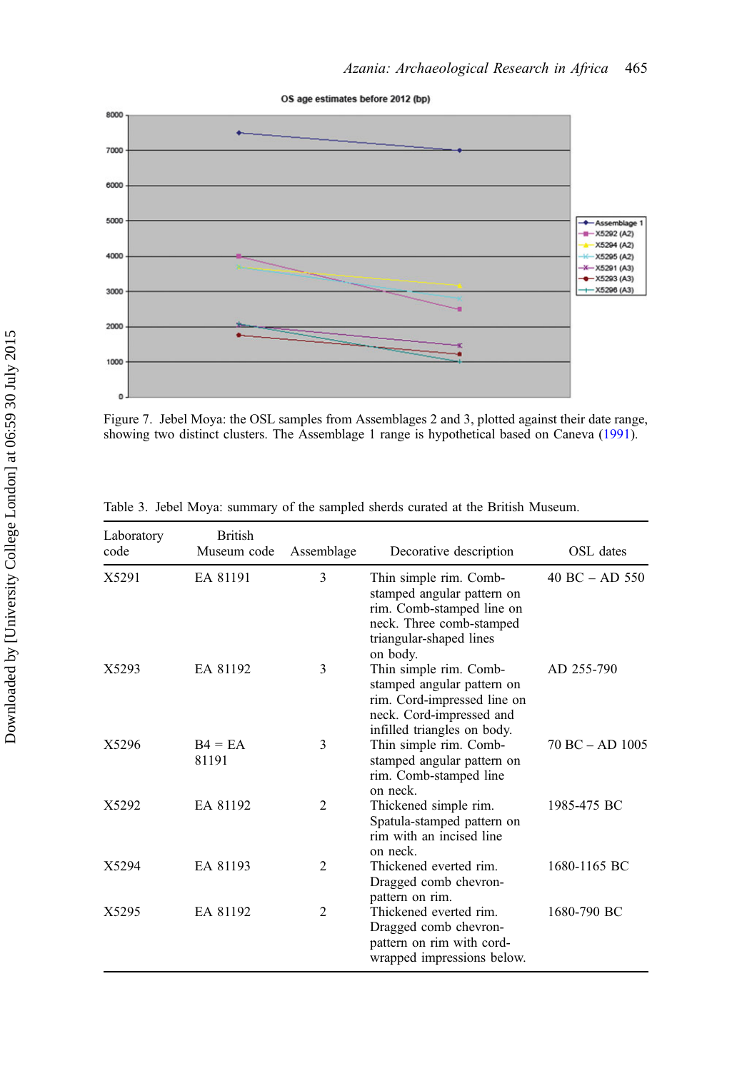Figure 7. Jebel Moya: the OSL samples from Assemblages 2 and 3, plotted against their date range, showing two distinct clusters. The Assemblage 1 range is hypothetical based on Caneva (1991).

Table 3. Jebel Moya: summary of the sampled sherds curated at the British Museum.

| Laboratory code | British Museum code | Assemblage | Decorative description | OSL dates |
|---|---|---|---|---|
| X5291 | EA 81191 | 3 | Thin simple rim. Comb-stamped angular pattern on rim. Comb-stamped line on neck. Three comb-stamped triangular-shaped lines on body. | 40 BC – AD 550 |
| X5293 | EA 81192 | 3 | Thin simple rim. Comb-stamped angular pattern on rim. Cord-impressed line on neck. Cord-impressed and infilled triangles on body. | AD 255-790 |
| X5296 | B4 = EA 81191 | 3 | Thin simple rim. Comb-stamped angular pattern on rim. Comb-stamped line on neck. | 70 BC – AD 1005 |
| X5292 | EA 81192 | 2 | Thickened simple rim. Spatula-stamped pattern on rim with an incised line on neck. | 1985-475 BC |
| X5294 | EA 81193 | 2 | Thickened everted rim. Dragged comb chevron-pattern on rim. | 1680-1165 BC |
| X5295 | EA 81192 | 2 | Thickened everted rim. Dragged comb chevron-pattern on rim with cord-wrapped impressions below. | 1680-790 BC |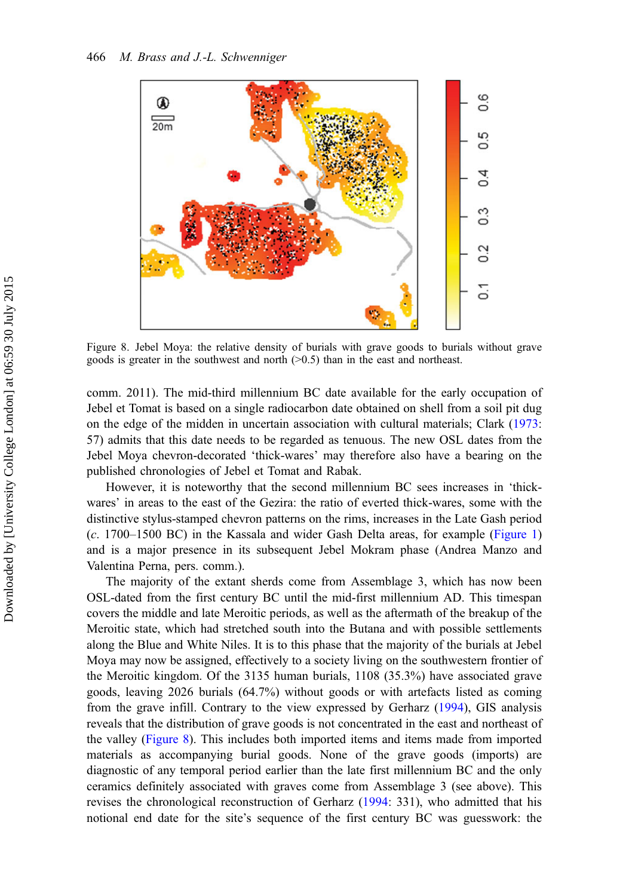Figure 8. Jebel Moya: the relative density of burials with grave goods to burials without grave goods is greater in the southwest and north (>0.5) than in the east and northeast.

comm. 2011). The mid-third millennium BC date available for the early occupation of Jebel et Tomat is based on a single radiocarbon date obtained on shell from a soil pit dug on the edge of the midden in uncertain association with cultural materials; Clark (1973: 57) admits that this date needs to be regarded as tenuous. The new OSL dates from the Jebel Moya chevron-decorated 'thick-wares' may therefore also have a bearing on the published chronologies of Jebel et Tomat and Rabak.

However, it is noteworthy that the second millennium BC sees increases in 'thick-wares' in areas to the east of the Gezira: the ratio of everted thick-wares, some with the distinctive stylus-stamped chevron patterns on the rims, increases in the Late Gash period (*c.* 1700–1500 BC) in the Kassala and wider Gash Delta areas, for example (Figure 1) and is a major presence in its subsequent Jebel Mokram phase (Andrea Manzo and Valentina Perna, pers. comm.).

The majority of the extant sherds come from Assemblage 3, which has now been OSL-dated from the first century BC until the mid-first millennium AD. This timespan covers the middle and late Meroitic periods, as well as the aftermath of the breakup of the Meroitic state, which had stretched south into the Butana and with possible settlements along the Blue and White Niles. It is to this phase that the majority of the burials at Jebel Moya may now be assigned, effectively to a society living on the southwestern frontier of the Meroitic kingdom. Of the 3135 human burials, 1108 (35.3%) have associated grave goods, leaving 2026 burials (64.7%) without goods or with artefacts listed as coming from the grave infill. Contrary to the view expressed by Gerharz (1994), GIS analysis reveals that the distribution of grave goods is not concentrated in the east and northeast of the valley (Figure 8). This includes both imported items and items made from imported materials as accompanying burial goods. None of the grave goods (imports) are diagnostic of any temporal period earlier than the late first millennium BC and the only ceramics definitely associated with graves come from Assemblage 3 (see above). This revises the chronological reconstruction of Gerharz (1994: 331), who admitted that his notional end date for the site's sequence of the first century BC was guesswork: the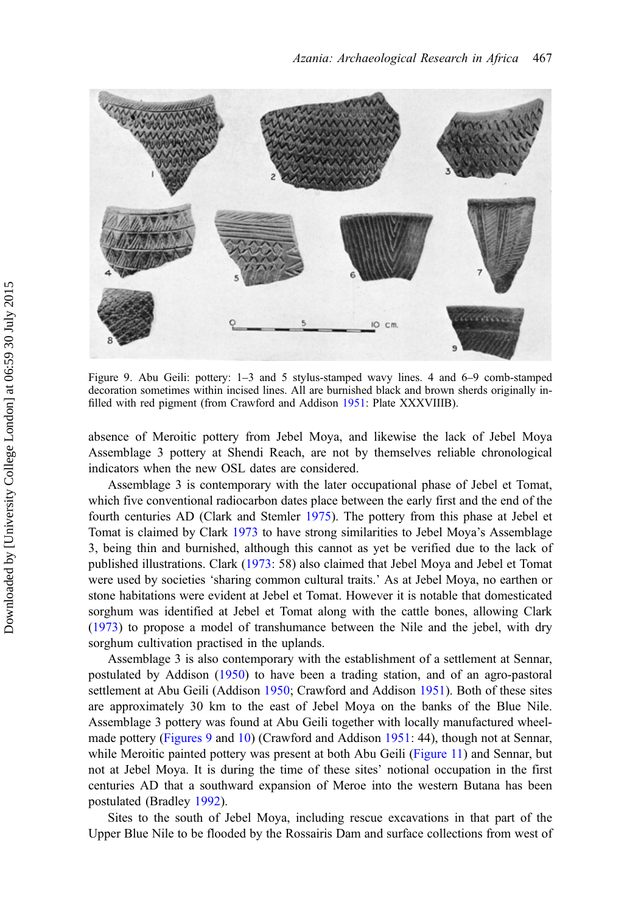Figure 9. Abu Geili: pottery: 1–3 and 5 stylus-stamped wavy lines. 4 and 6–9 comb-stamped decoration sometimes within incised lines. All are burnished black and brown sherds originally in-filled with red pigment (from Crawford and Addison 1951: Plate XXXVIIIB).

absence of Meroitic pottery from Jebel Moya, and likewise the lack of Jebel Moya Assemblage 3 pottery at Shendi Reach, are not by themselves reliable chronological indicators when the new OSL dates are considered.

Assemblage 3 is contemporary with the later occupational phase of Jebel et Tomat, which five conventional radiocarbon dates place between the early first and the end of the fourth centuries AD (Clark and Stemler 1975). The pottery from this phase at Jebel et Tomat is claimed by Clark 1973 to have strong similarities to Jebel Moya's Assemblage 3, being thin and burnished, although this cannot as yet be verified due to the lack of published illustrations. Clark (1973: 58) also claimed that Jebel Moya and Jebel et Tomat were used by societies 'sharing common cultural traits.' As at Jebel Moya, no earthen or stone habitations were evident at Jebel et Tomat. However it is notable that domesticated sorghum was identified at Jebel et Tomat along with the cattle bones, allowing Clark (1973) to propose a model of transhumance between the Nile and the jebel, with dry sorghum cultivation practised in the uplands.

Assemblage 3 is also contemporary with the establishment of a settlement at Sennar, postulated by Addison (1950) to have been a trading station, and of an agro-pastoral settlement at Abu Geili (Addison 1950; Crawford and Addison 1951). Both of these sites are approximately 30 km to the east of Jebel Moya on the banks of the Blue Nile. Assemblage 3 pottery was found at Abu Geili together with locally manufactured wheel-made pottery (Figures 9 and 10) (Crawford and Addison 1951: 44), though not at Sennar, while Meroitic painted pottery was present at both Abu Geili (Figure 11) and Sennar, but not at Jebel Moya. It is during the time of these sites' notional occupation in the first centuries AD that a southward expansion of Meroe into the western Butana has been postulated (Bradley 1992).

Sites to the south of Jebel Moya, including rescue excavations in that part of the Upper Blue Nile to be flooded by the Rossairis Dam and surface collections from west of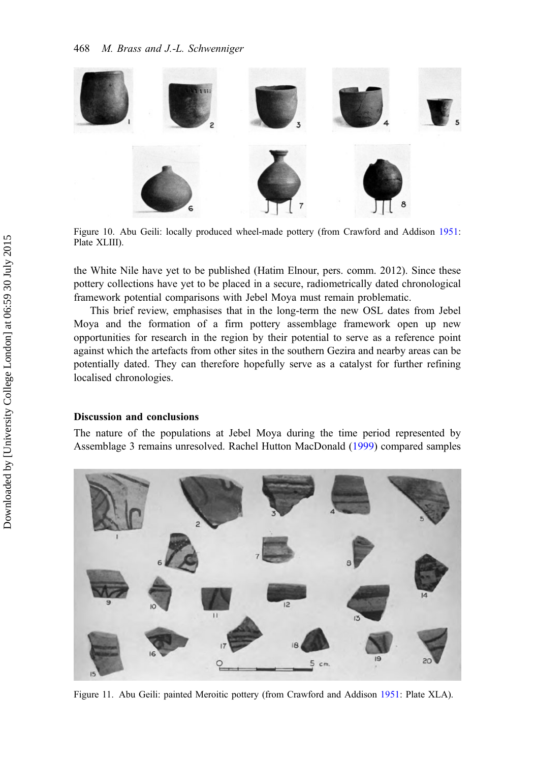Figure 10. Abu Geili: locally produced wheel-made pottery (from Crawford and Addison 1951: Plate XLIII).

the White Nile have yet to be published (Hatim Elnour, pers. comm. 2012). Since these pottery collections have yet to be placed in a secure, radiometrically dated chronological framework potential comparisons with Jebel Moya must remain problematic.

This brief review, emphasises that in the long-term the new OSL dates from Jebel Moya and the formation of a firm pottery assemblage framework open up new opportunities for research in the region by their potential to serve as a reference point against which the artefacts from other sites in the southern Gezira and nearby areas can be potentially dated. They can therefore hopefully serve as a catalyst for further refining localised chronologies.

## Discussion and conclusions

The nature of the populations at Jebel Moya during the time period represented by Assemblage 3 remains unresolved. Rachel Hutton MacDonald (1999) compared samples

Figure 11. Abu Geili: painted Meroitic pottery (from Crawford and Addison 1951: Plate XLA).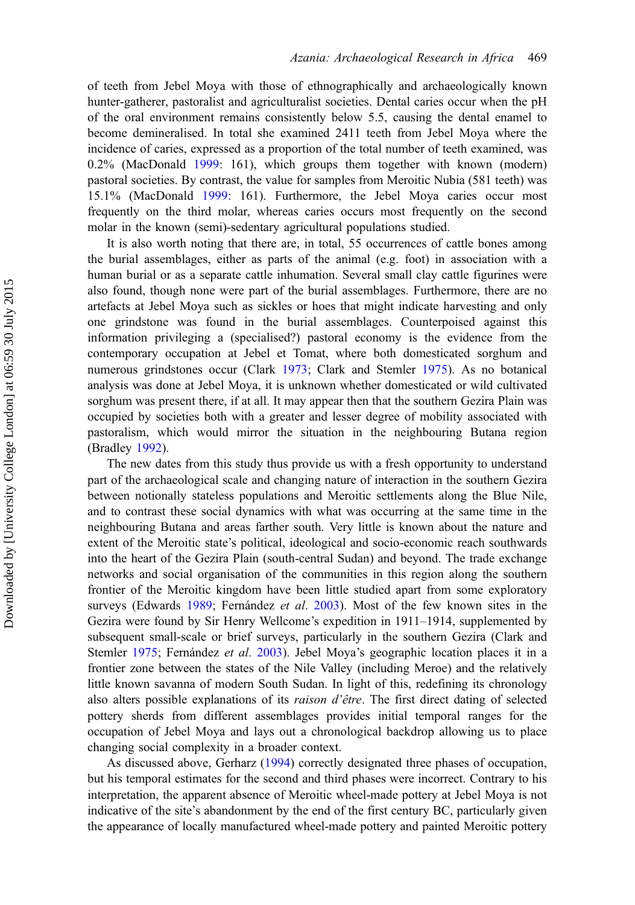of teeth from Jebel Moya with those of ethnographically and archaeologically known hunter-gatherer, pastoralist and agriculturalist societies. Dental caries occur when the pH of the oral environment remains consistently below 5.5, causing the dental enamel to become demineralised. In total she examined 2411 teeth from Jebel Moya where the incidence of caries, expressed as a proportion of the total number of teeth examined, was 0.2% (MacDonald 1999: 161), which groups them together with known (modern) pastoral societies. By contrast, the value for samples from Meroitic Nubia (581 teeth) was 15.1% (MacDonald 1999: 161). Furthermore, the Jebel Moya caries occur most frequently on the third molar, whereas caries occurs most frequently on the second molar in the known (semi)-sedentary agricultural populations studied.

It is also worth noting that there are, in total, 55 occurrences of cattle bones among the burial assemblages, either as parts of the animal (e.g. foot) in association with a human burial or as a separate cattle inhumation. Several small clay cattle figurines were also found, though none were part of the burial assemblages. Furthermore, there are no artefacts at Jebel Moya such as sickles or hoes that might indicate harvesting and only one grindstone was found in the burial assemblages. Counterpoised against this information privileging a (specialised?) pastoral economy is the evidence from the contemporary occupation at Jebel et Tomat, where both domesticated sorghum and numerous grindstones occur (Clark 1973; Clark and Stemler 1975). As no botanical analysis was done at Jebel Moya, it is unknown whether domesticated or wild cultivated sorghum was present there, if at all. It may appear then that the southern Gezira Plain was occupied by societies both with a greater and lesser degree of mobility associated with pastoralism, which would mirror the situation in the neighbouring Butana region (Bradley 1992).

The new dates from this study thus provide us with a fresh opportunity to understand part of the archaeological scale and changing nature of interaction in the southern Gezira between notionally stateless populations and Meroitic settlements along the Blue Nile, and to contrast these social dynamics with what was occurring at the same time in the neighbouring Butana and areas farther south. Very little is known about the nature and extent of the Meroitic state's political, ideological and socio-economic reach southwards into the heart of the Gezira Plain (south-central Sudan) and beyond. The trade exchange networks and social organisation of the communities in this region along the southern frontier of the Meroitic kingdom have been little studied apart from some exploratory surveys (Edwards 1989; Fernández *et al*. 2003). Most of the few known sites in the Gezira were found by Sir Henry Wellcome's expedition in 1911–1914, supplemented by subsequent small-scale or brief surveys, particularly in the southern Gezira (Clark and Stemler 1975; Fernández *et al*. 2003). Jebel Moya's geographic location places it in a frontier zone between the states of the Nile Valley (including Meroe) and the relatively little known savanna of modern South Sudan. In light of this, redefining its chronology also alters possible explanations of its *raison d'être*. The first direct dating of selected pottery sherds from different assemblages provides initial temporal ranges for the occupation of Jebel Moya and lays out a chronological backdrop allowing us to place changing social complexity in a broader context.

As discussed above, Gerharz (1994) correctly designated three phases of occupation, but his temporal estimates for the second and third phases were incorrect. Contrary to his interpretation, the apparent absence of Meroitic wheel-made pottery at Jebel Moya is not indicative of the site's abandonment by the end of the first century BC, particularly given the appearance of locally manufactured wheel-made pottery and painted Meroitic pottery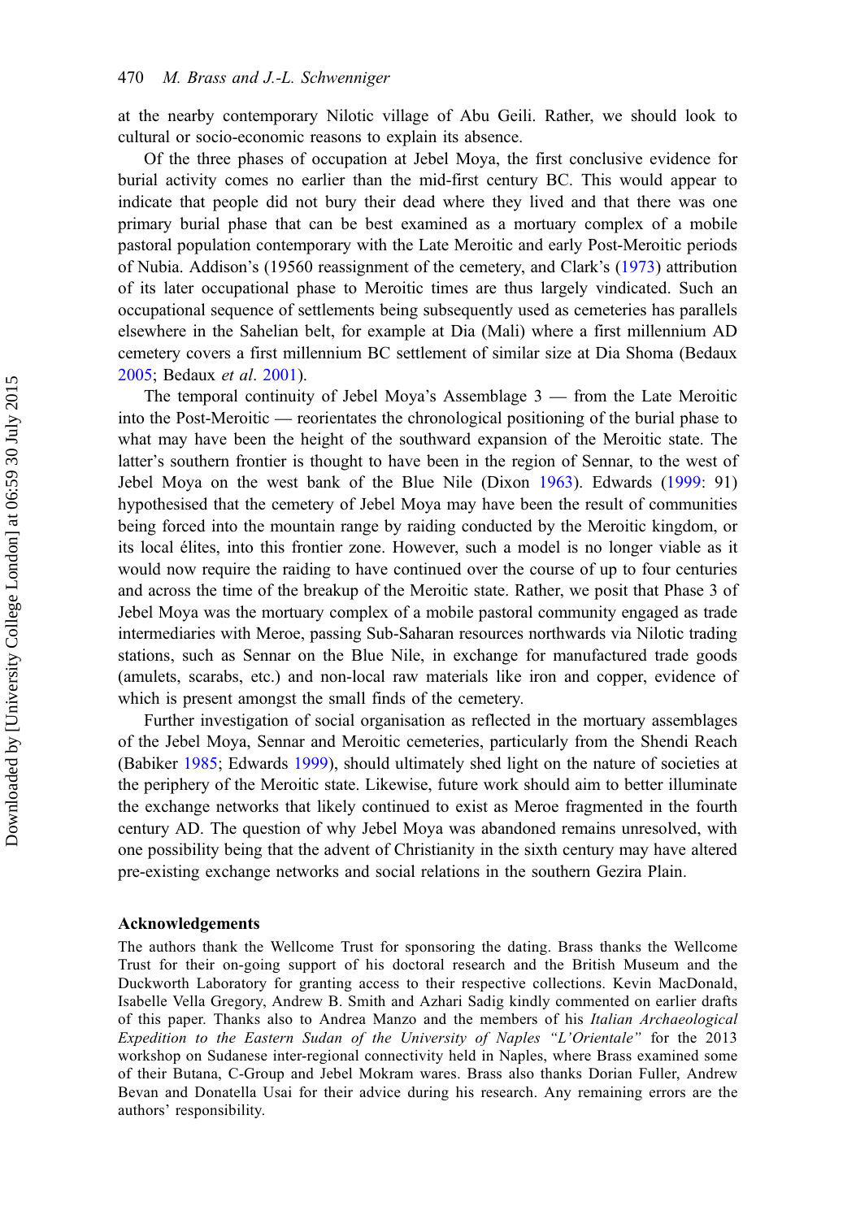at the nearby contemporary Nilotic village of Abu Geili. Rather, we should look to cultural or socio-economic reasons to explain its absence.

Of the three phases of occupation at Jebel Moya, the first conclusive evidence for burial activity comes no earlier than the mid-first century BC. This would appear to indicate that people did not bury their dead where they lived and that there was one primary burial phase that can be best examined as a mortuary complex of a mobile pastoral population contemporary with the Late Meroitic and early Post-Meroitic periods of Nubia. Addison's (19560 reassignment of the cemetery, and Clark's (1973) attribution of its later occupational phase to Meroitic times are thus largely vindicated. Such an occupational sequence of settlements being subsequently used as cemeteries has parallels elsewhere in the Sahelian belt, for example at Dia (Mali) where a first millennium AD cemetery covers a first millennium BC settlement of similar size at Dia Shoma (Bedaux 2005; Bedaux *et al*. 2001).

The temporal continuity of Jebel Moya's Assemblage 3 — from the Late Meroitic into the Post-Meroitic — reorientates the chronological positioning of the burial phase to what may have been the height of the southward expansion of the Meroitic state. The latter's southern frontier is thought to have been in the region of Sennar, to the west of Jebel Moya on the west bank of the Blue Nile (Dixon 1963). Edwards (1999: 91) hypothesised that the cemetery of Jebel Moya may have been the result of communities being forced into the mountain range by raiding conducted by the Meroitic kingdom, or its local élites, into this frontier zone. However, such a model is no longer viable as it would now require the raiding to have continued over the course of up to four centuries and across the time of the breakup of the Meroitic state. Rather, we posit that Phase 3 of Jebel Moya was the mortuary complex of a mobile pastoral community engaged as trade intermediaries with Meroe, passing Sub-Saharan resources northwards via Nilotic trading stations, such as Sennar on the Blue Nile, in exchange for manufactured trade goods (amulets, scarabs, etc.) and non-local raw materials like iron and copper, evidence of which is present amongst the small finds of the cemetery.

Further investigation of social organisation as reflected in the mortuary assemblages of the Jebel Moya, Sennar and Meroitic cemeteries, particularly from the Shendi Reach (Babiker 1985; Edwards 1999), should ultimately shed light on the nature of societies at the periphery of the Meroitic state. Likewise, future work should aim to better illuminate the exchange networks that likely continued to exist as Meroe fragmented in the fourth century AD. The question of why Jebel Moya was abandoned remains unresolved, with one possibility being that the advent of Christianity in the sixth century may have altered pre-existing exchange networks and social relations in the southern Gezira Plain.

## Acknowledgements

The authors thank the Wellcome Trust for sponsoring the dating. Brass thanks the Wellcome Trust for their on-going support of his doctoral research and the British Museum and the Duckworth Laboratory for granting access to their respective collections. Kevin MacDonald, Isabelle Vella Gregory, Andrew B. Smith and Azhari Sadig kindly commented on earlier drafts of this paper. Thanks also to Andrea Manzo and the members of his *Italian Archaeological Expedition to the Eastern Sudan of the University of Naples "L'Orientale"* for the 2013 workshop on Sudanese inter-regional connectivity held in Naples, where Brass examined some of their Butana, C-Group and Jebel Mokram wares. Brass also thanks Dorian Fuller, Andrew Bevan and Donatella Usai for their advice during his research. Any remaining errors are the authors' responsibility.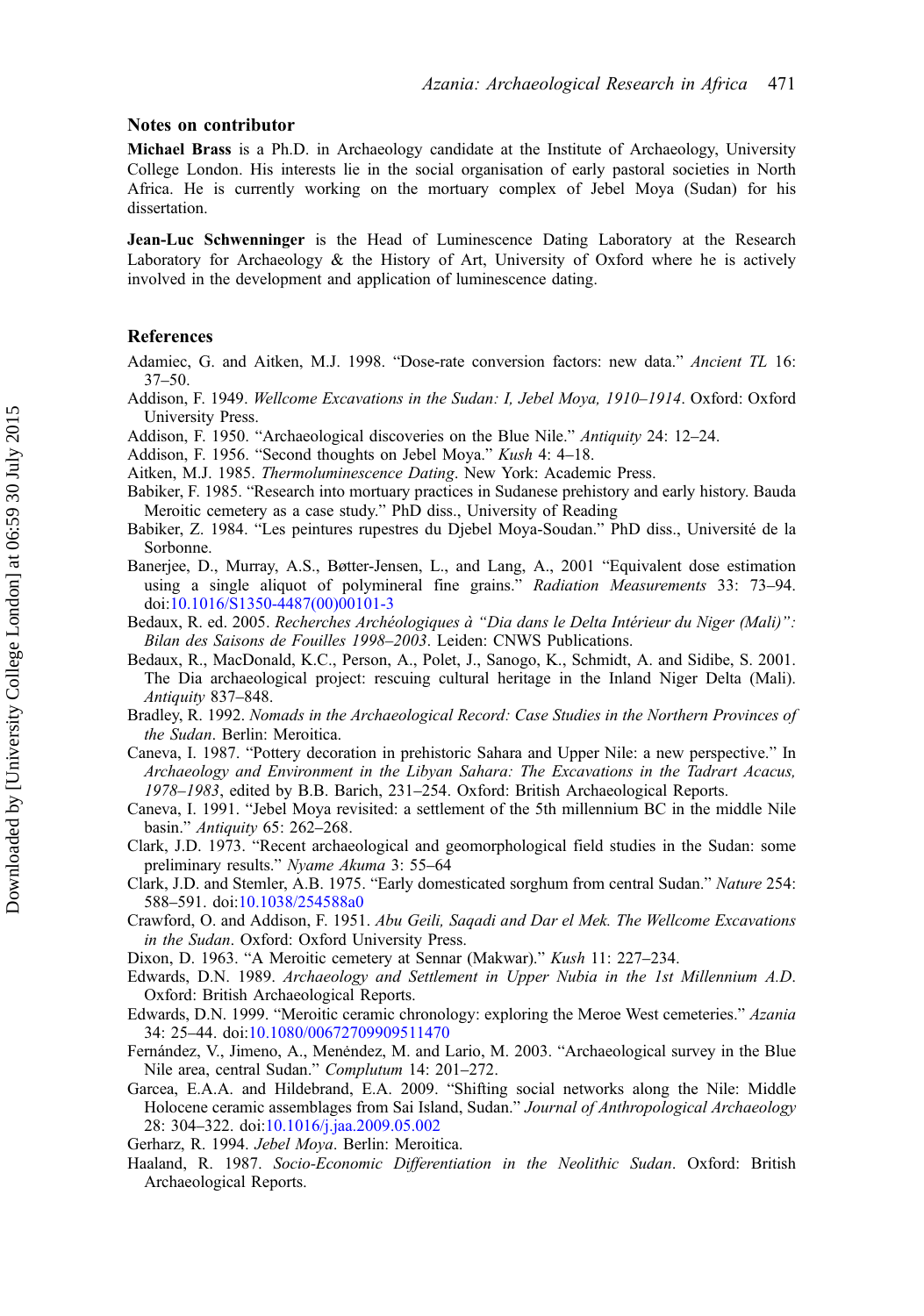## Notes on contributor

**Michael Brass** is a Ph.D. in Archaeology candidate at the Institute of Archaeology, University College London. His interests lie in the social organisation of early pastoral societies in North Africa. He is currently working on the mortuary complex of Jebel Moya (Sudan) for his dissertation.

**Jean-Luc Schwenninger** is the Head of Luminescence Dating Laboratory at the Research Laboratory for Archaeology & the History of Art, University of Oxford where he is actively involved in the development and application of luminescence dating.

## References

Adamiec, G. and Aitken, M.J. 1998. "Dose-rate conversion factors: new data." *Ancient TL* 16: 37–50.

Addison, F. 1949. *Wellcome Excavations in the Sudan: I, Jebel Moya, 1910–1914*. Oxford: Oxford University Press.

Addison, F. 1950. "Archaeological discoveries on the Blue Nile." *Antiquity* 24: 12–24.

Addison, F. 1956. "Second thoughts on Jebel Moya." *Kush* 4: 4–18.

Aitken, M.J. 1985. *Thermoluminescence Dating*. New York: Academic Press.

Babiker, F. 1985. "Research into mortuary practices in Sudanese prehistory and early history. Bauda Meroitic cemetery as a case study." PhD diss., University of Reading

Babiker, Z. 1984. "Les peintures rupestres du Djebel Moya-Soudan." PhD diss., Université de la Sorbonne.

Banerjee, D., Murray, A.S., Bøtter-Jensen, L., and Lang, A., 2001 "Equivalent dose estimation using a single aliquot of polymineral fine grains." *Radiation Measurements* 33: 73–94. doi:10.1016/S1350-4487(00)00101-3

Bedaux, R. ed. 2005. *Recherches Archéologiques à "Dia dans le Delta Intérieur du Niger (Mali)": Bilan des Saisons de Fouilles 1998–2003*. Leiden: CNWS Publications.

Bedaux, R., MacDonald, K.C., Person, A., Polet, J., Sanogo, K., Schmidt, A. and Sidibe, S. 2001. The Dia archaeological project: rescuing cultural heritage in the Inland Niger Delta (Mali). *Antiquity* 837–848.

Bradley, R. 1992. *Nomads in the Archaeological Record: Case Studies in the Northern Provinces of the Sudan*. Berlin: Meroitica.

Caneva, I. 1987. "Pottery decoration in prehistoric Sahara and Upper Nile: a new perspective." In *Archaeology and Environment in the Libyan Sahara: The Excavations in the Tadrart Acacus, 1978–1983*, edited by B.B. Barich, 231–254. Oxford: British Archaeological Reports.

Caneva, I. 1991. "Jebel Moya revisited: a settlement of the 5th millennium BC in the middle Nile basin." *Antiquity* 65: 262–268.

Clark, J.D. 1973. "Recent archaeological and geomorphological field studies in the Sudan: some preliminary results." *Nyame Akuma* 3: 55–64

Clark, J.D. and Stemler, A.B. 1975. "Early domesticated sorghum from central Sudan." *Nature* 254: 588–591. doi:10.1038/254588a0

Crawford, O. and Addison, F. 1951. *Abu Geili, Saqadi and Dar el Mek. The Wellcome Excavations in the Sudan*. Oxford: Oxford University Press.

Dixon, D. 1963. "A Meroitic cemetery at Sennar (Makwar)." *Kush* 11: 227–234.

Edwards, D.N. 1989. *Archaeology and Settlement in Upper Nubia in the 1st Millennium A.D.* Oxford: British Archaeological Reports.

Edwards, D.N. 1999. "Meroitic ceramic chronology: exploring the Meroe West cemeteries." *Azania* 34: 25–44. doi:10.1080/00672709909511470

Fernández, V., Jimeno, A., Menéndez, M. and Lario, M. 2003. "Archaeological survey in the Blue Nile area, central Sudan." *Complutum* 14: 201–272.

Garcea, E.A.A. and Hildebrand, E.A. 2009. "Shifting social networks along the Nile: Middle Holocene ceramic assemblages from Sai Island, Sudan." *Journal of Anthropological Archaeology* 28: 304–322. doi:10.1016/j.jaa.2009.05.002

Gerharz, R. 1994. *Jebel Moya*. Berlin: Meroitica.

Haaland, R. 1987. *Socio-Economic Differentiation in the Neolithic Sudan*. Oxford: British Archaeological Reports.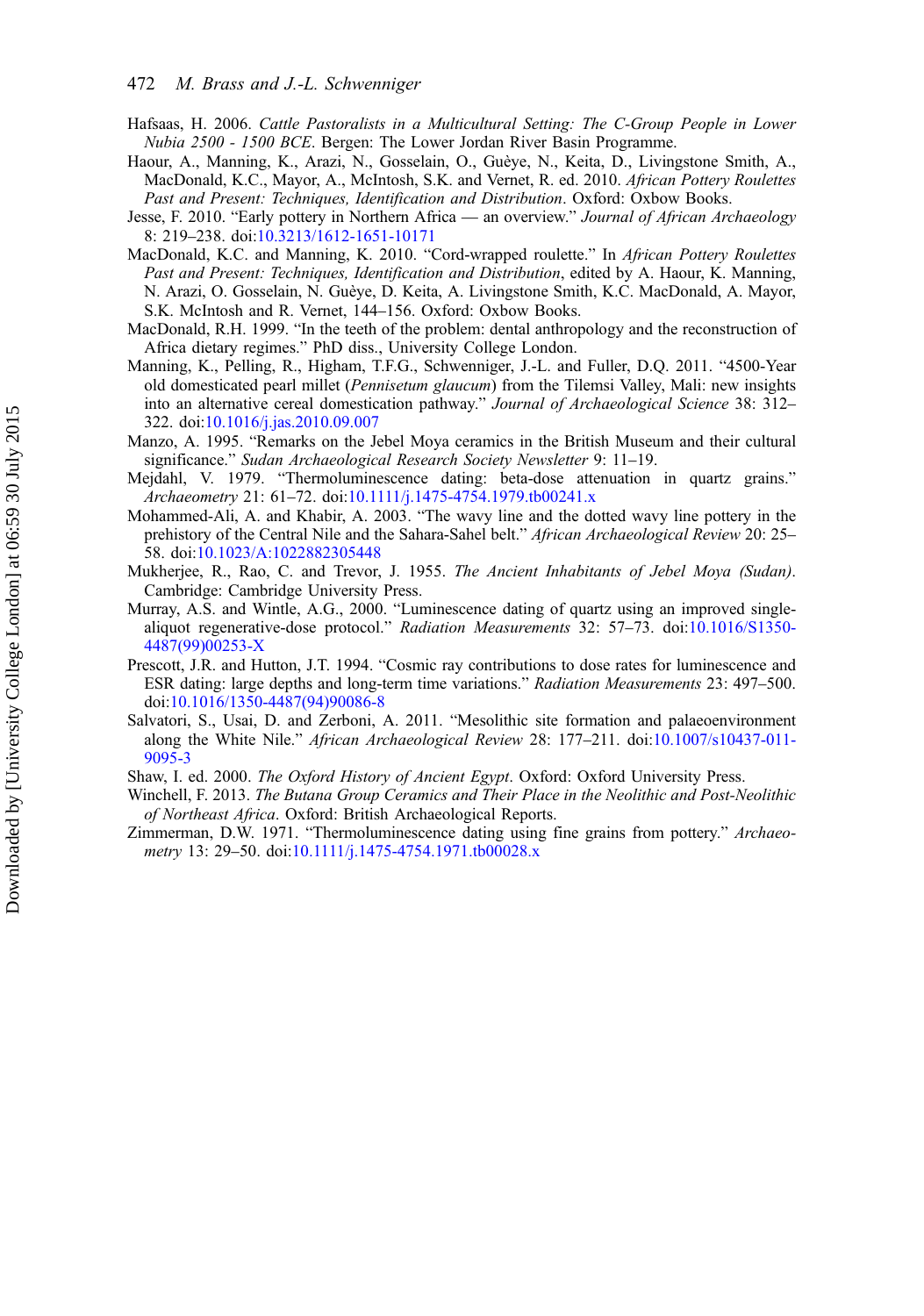Hafsaas, H. 2006. *Cattle Pastoralists in a Multicultural Setting: The C-Group People in Lower Nubia 2500 - 1500 BCE*. Bergen: The Lower Jordan River Basin Programme.

Haour, A., Manning, K., Arazi, N., Gosselain, O., Guèye, N., Keita, D., Livingstone Smith, A., MacDonald, K.C., Mayor, A., McIntosh, S.K. and Vernet, R. ed. 2010. *African Pottery Roulettes Past and Present: Techniques, Identification and Distribution*. Oxford: Oxbow Books.

Jesse, F. 2010. "Early pottery in Northern Africa — an overview." *Journal of African Archaeology* 8: 219–238. doi:10.3213/1612-1651-10171

MacDonald, K.C. and Manning, K. 2010. "Cord-wrapped roulette." In *African Pottery Roulettes Past and Present: Techniques, Identification and Distribution*, edited by A. Haour, K. Manning, N. Arazi, O. Gosselain, N. Guèye, D. Keita, A. Livingstone Smith, K.C. MacDonald, A. Mayor, S.K. McIntosh and R. Vernet, 144–156. Oxford: Oxbow Books.

MacDonald, R.H. 1999. "In the teeth of the problem: dental anthropology and the reconstruction of Africa dietary regimes." PhD diss., University College London.

Manning, K., Pelling, R., Higham, T.F.G., Schwenniger, J.-L. and Fuller, D.Q. 2011. "4500-Year old domesticated pearl millet (*Pennisetum glaucum*) from the Tilemsi Valley, Mali: new insights into an alternative cereal domestication pathway." *Journal of Archaeological Science* 38: 312–322. doi:10.1016/j.jas.2010.09.007

Manzo, A. 1995. "Remarks on the Jebel Moya ceramics in the British Museum and their cultural significance." *Sudan Archaeological Research Society Newsletter* 9: 11–19.

Mejdahl, V. 1979. "Thermoluminescence dating: beta-dose attenuation in quartz grains." *Archaeometry* 21: 61–72. doi:10.1111/j.1475-4754.1979.tb00241.x

Mohammed-Ali, A. and Khabir, A. 2003. "The wavy line and the dotted wavy line pottery in the prehistory of the Central Nile and the Sahara-Sahel belt." *African Archaeological Review* 20: 25–58. doi:10.1023/A:1022882305448

Mukherjee, R., Rao, C. and Trevor, J. 1955. *The Ancient Inhabitants of Jebel Moya (Sudan)*. Cambridge: Cambridge University Press.

Murray, A.S. and Wintle, A.G., 2000. "Luminescence dating of quartz using an improved single-aliquot regenerative-dose protocol." *Radiation Measurements* 32: 57–73. doi:10.1016/S1350-4487(99)00253-X

Prescott, J.R. and Hutton, J.T. 1994. "Cosmic ray contributions to dose rates for luminescence and ESR dating: large depths and long-term time variations." *Radiation Measurements* 23: 497–500. doi:10.1016/1350-4487(94)90086-8

Salvatori, S., Usai, D. and Zerboni, A. 2011. "Mesolithic site formation and palaeoenvironment along the White Nile." *African Archaeological Review* 28: 177–211. doi:10.1007/s10437-011-9095-3

Shaw, I. ed. 2000. *The Oxford History of Ancient Egypt*. Oxford: Oxford University Press.

Winchell, F. 2013. *The Butana Group Ceramics and Their Place in the Neolithic and Post-Neolithic of Northeast Africa*. Oxford: British Archaeological Reports.

Zimmerman, D.W. 1971. "Thermoluminescence dating using fine grains from pottery." *Archaeometry* 13: 29–50. doi:10.1111/j.1475-4754.1971.tb00028.x